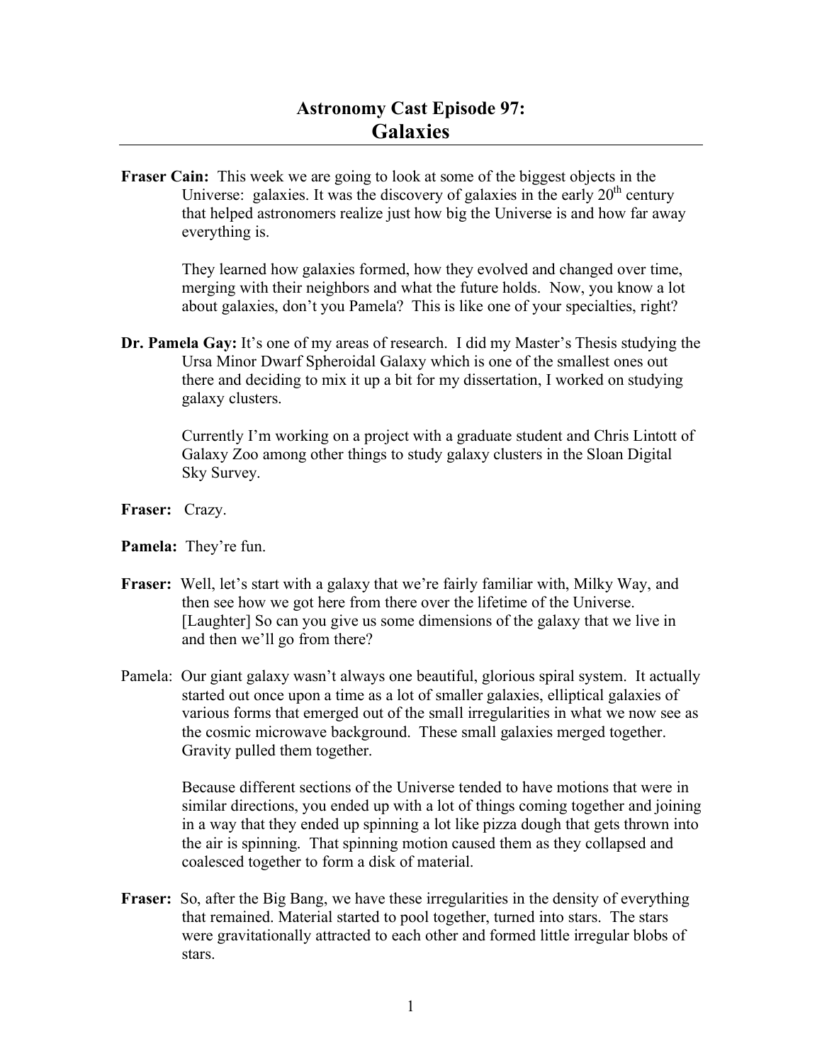# Astronomy Cast Episode 97: Galaxies

**Fraser Cain:** This week we are going to look at some of the biggest objects in the Universe: galaxies. It was the discovery of galaxies in the early 20th century that helped astronomers realize just how big the Universe is and how far away everything is.

They learned how galaxies formed, how they evolved and changed over time, merging with their neighbors and what the future holds. Now, you know a lot about galaxies, don't you Pamela? This is like one of your specialties, right?

**Dr. Pamela Gay:** It's one of my areas of research. I did my Master's Thesis studying the Ursa Minor Dwarf Spheroidal Galaxy which is one of the smallest ones out there and deciding to mix it up a bit for my dissertation, I worked on studying galaxy clusters.

Currently I'm working on a project with a graduate student and Chris Lintott of Galaxy Zoo among other things to study galaxy clusters in the Sloan Digital Sky Survey.

**Fraser:** Crazy.

**Pamela:** They're fun.

**Fraser:** Well, let's start with a galaxy that we're fairly familiar with, Milky Way, and then see how we got here from there over the lifetime of the Universe. [Laughter] So can you give us some dimensions of the galaxy that we live in and then we'll go from there?

Pamela: Our giant galaxy wasn't always one beautiful, glorious spiral system. It actually started out once upon a time as a lot of smaller galaxies, elliptical galaxies of various forms that emerged out of the small irregularities in what we now see as the cosmic microwave background. These small galaxies merged together. Gravity pulled them together.

Because different sections of the Universe tended to have motions that were in similar directions, you ended up with a lot of things coming together and joining in a way that they ended up spinning a lot like pizza dough that gets thrown into the air is spinning. That spinning motion caused them as they collapsed and coalesced together to form a disk of material.

**Fraser:** So, after the Big Bang, we have these irregularities in the density of everything that remained. Material started to pool together, turned into stars. The stars were gravitationally attracted to each other and formed little irregular blobs of stars.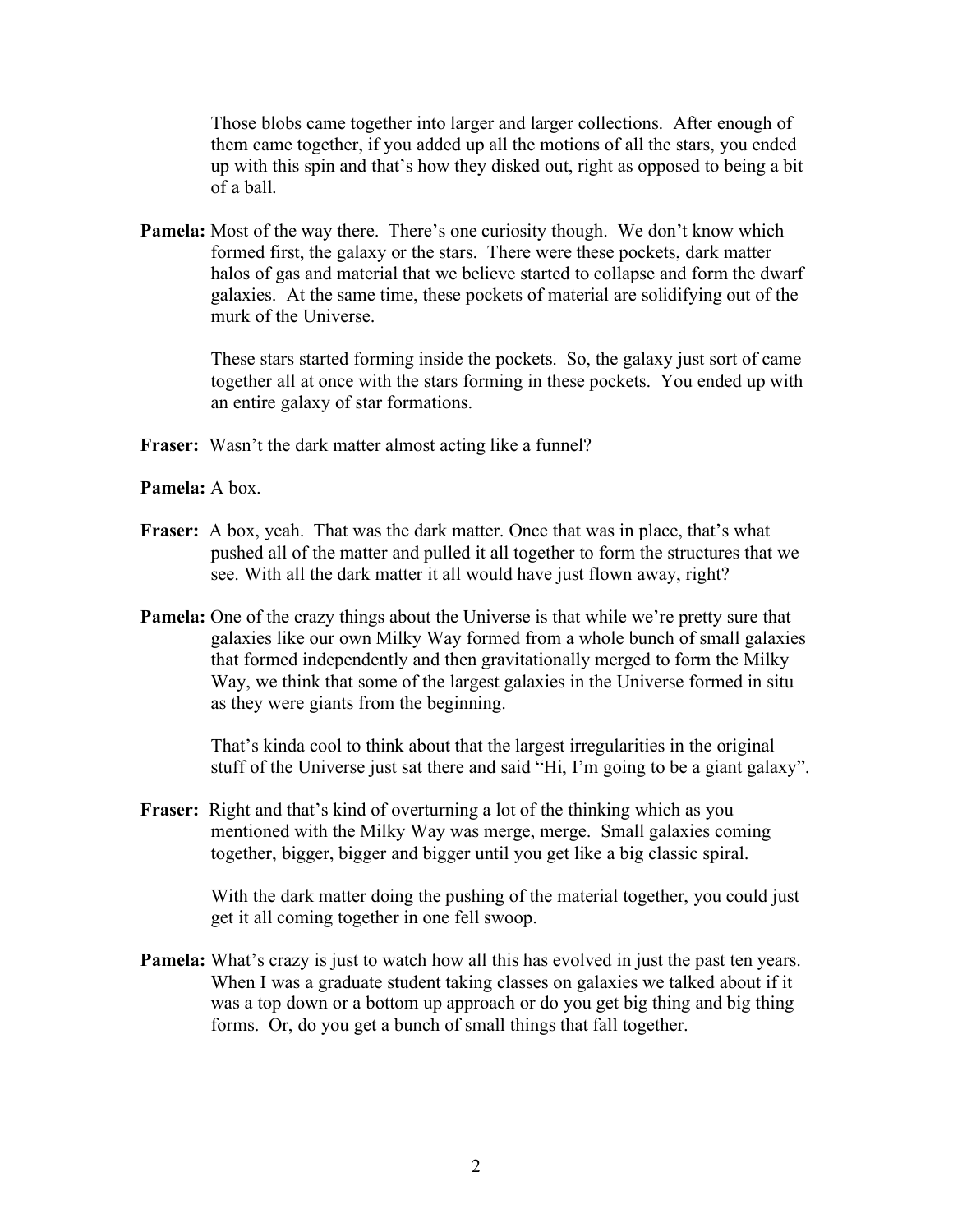Those blobs came together into larger and larger collections. After enough of them came together, if you added up all the motions of all the stars, you ended up with this spin and that's how they disked out, right as opposed to being a bit of a ball.

**Pamela:** Most of the way there. There's one curiosity though. We don't know which formed first, the galaxy or the stars. There were these pockets, dark matter halos of gas and material that we believe started to collapse and form the dwarf galaxies. At the same time, these pockets of material are solidifying out of the murk of the Universe.

These stars started forming inside the pockets. So, the galaxy just sort of came together all at once with the stars forming in these pockets. You ended up with an entire galaxy of star formations.

**Fraser:** Wasn't the dark matter almost acting like a funnel?

**Pamela:** A box.

**Fraser:** A box, yeah. That was the dark matter. Once that was in place, that's what pushed all of the matter and pulled it all together to form the structures that we see. With all the dark matter it all would have just flown away, right?

**Pamela:** One of the crazy things about the Universe is that while we're pretty sure that galaxies like our own Milky Way formed from a whole bunch of small galaxies that formed independently and then gravitationally merged to form the Milky Way, we think that some of the largest galaxies in the Universe formed in situ as they were giants from the beginning.

That's kinda cool to think about that the largest irregularities in the original stuff of the Universe just sat there and said "Hi, I'm going to be a giant galaxy".

**Fraser:** Right and that's kind of overturning a lot of the thinking which as you mentioned with the Milky Way was merge, merge. Small galaxies coming together, bigger, bigger and bigger until you get like a big classic spiral.

With the dark matter doing the pushing of the material together, you could just get it all coming together in one fell swoop.

**Pamela:** What's crazy is just to watch how all this has evolved in just the past ten years. When I was a graduate student taking classes on galaxies we talked about if it was a top down or a bottom up approach or do you get big thing and big thing forms. Or, do you get a bunch of small things that fall together.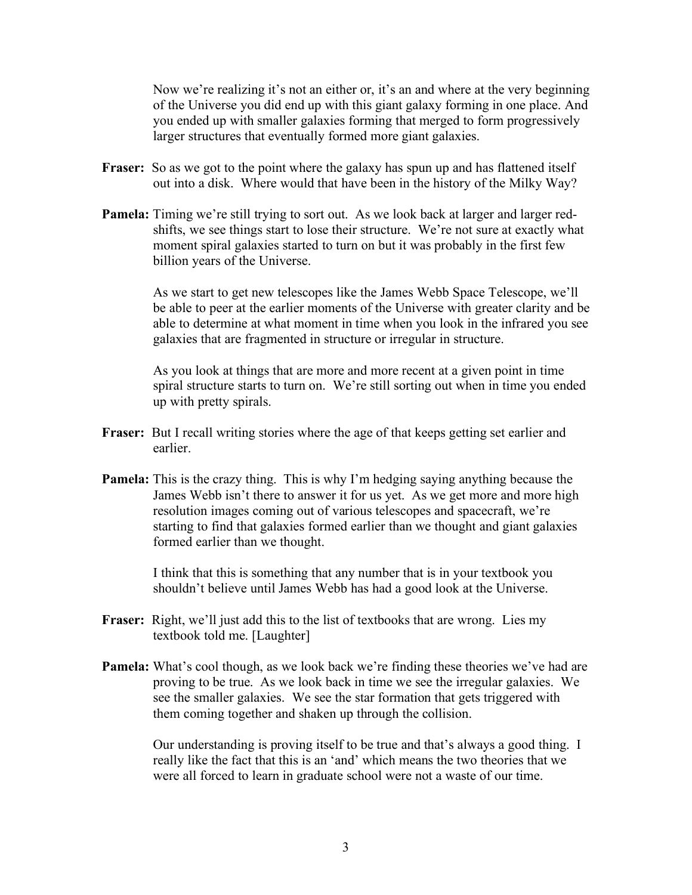Now we're realizing it's not an either or, it's an and where at the very beginning of the Universe you did end up with this giant galaxy forming in one place. And you ended up with smaller galaxies forming that merged to form progressively larger structures that eventually formed more giant galaxies.

**Fraser:** So as we got to the point where the galaxy has spun up and has flattened itself out into a disk. Where would that have been in the history of the Milky Way?

**Pamela:** Timing we're still trying to sort out. As we look back at larger and larger red-shifts, we see things start to lose their structure. We're not sure at exactly what moment spiral galaxies started to turn on but it was probably in the first few billion years of the Universe.

As we start to get new telescopes like the James Webb Space Telescope, we'll be able to peer at the earlier moments of the Universe with greater clarity and be able to determine at what moment in time when you look in the infrared you see galaxies that are fragmented in structure or irregular in structure.

As you look at things that are more and more recent at a given point in time spiral structure starts to turn on. We're still sorting out when in time you ended up with pretty spirals.

**Fraser:** But I recall writing stories where the age of that keeps getting set earlier and earlier.

**Pamela:** This is the crazy thing. This is why I'm hedging saying anything because the James Webb isn't there to answer it for us yet. As we get more and more high resolution images coming out of various telescopes and spacecraft, we're starting to find that galaxies formed earlier than we thought and giant galaxies formed earlier than we thought.

I think that this is something that any number that is in your textbook you shouldn't believe until James Webb has had a good look at the Universe.

**Fraser:** Right, we'll just add this to the list of textbooks that are wrong. Lies my textbook told me. [Laughter]

**Pamela:** What's cool though, as we look back we're finding these theories we've had are proving to be true. As we look back in time we see the irregular galaxies. We see the smaller galaxies. We see the star formation that gets triggered with them coming together and shaken up through the collision.

Our understanding is proving itself to be true and that's always a good thing. I really like the fact that this is an 'and' which means the two theories that we were all forced to learn in graduate school were not a waste of our time.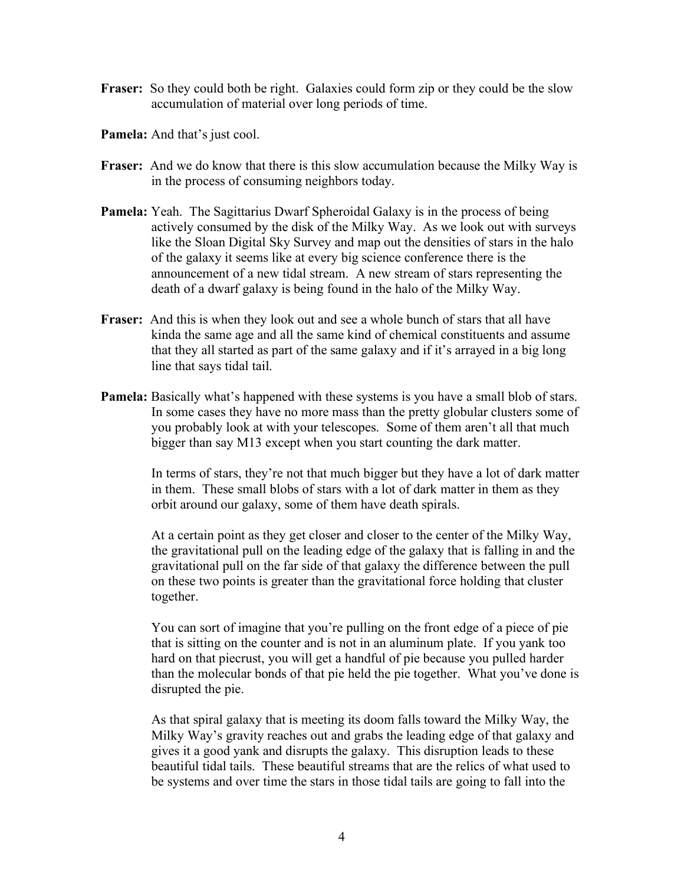**Fraser:** So they could both be right. Galaxies could form zip or they could be the slow accumulation of material over long periods of time.

**Pamela:** And that's just cool.

**Fraser:** And we do know that there is this slow accumulation because the Milky Way is in the process of consuming neighbors today.

**Pamela:** Yeah. The Sagittarius Dwarf Spheroidal Galaxy is in the process of being actively consumed by the disk of the Milky Way. As we look out with surveys like the Sloan Digital Sky Survey and map out the densities of stars in the halo of the galaxy it seems like at every big science conference there is the announcement of a new tidal stream. A new stream of stars representing the death of a dwarf galaxy is being found in the halo of the Milky Way.

**Fraser:** And this is when they look out and see a whole bunch of stars that all have kinda the same age and all the same kind of chemical constituents and assume that they all started as part of the same galaxy and if it's arrayed in a big long line that says tidal tail.

**Pamela:** Basically what's happened with these systems is you have a small blob of stars. In some cases they have no more mass than the pretty globular clusters some of you probably look at with your telescopes. Some of them aren't all that much bigger than say M13 except when you start counting the dark matter.

In terms of stars, they're not that much bigger but they have a lot of dark matter in them. These small blobs of stars with a lot of dark matter in them as they orbit around our galaxy, some of them have death spirals.

At a certain point as they get closer and closer to the center of the Milky Way, the gravitational pull on the leading edge of the galaxy that is falling in and the gravitational pull on the far side of that galaxy the difference between the pull on these two points is greater than the gravitational force holding that cluster together.

You can sort of imagine that you're pulling on the front edge of a piece of pie that is sitting on the counter and is not in an aluminum plate. If you yank too hard on that piecrust, you will get a handful of pie because you pulled harder than the molecular bonds of that pie held the pie together. What you've done is disrupted the pie.

As that spiral galaxy that is meeting its doom falls toward the Milky Way, the Milky Way's gravity reaches out and grabs the leading edge of that galaxy and gives it a good yank and disrupts the galaxy. This disruption leads to these beautiful tidal tails. These beautiful streams that are the relics of what used to be systems and over time the stars in those tidal tails are going to fall into the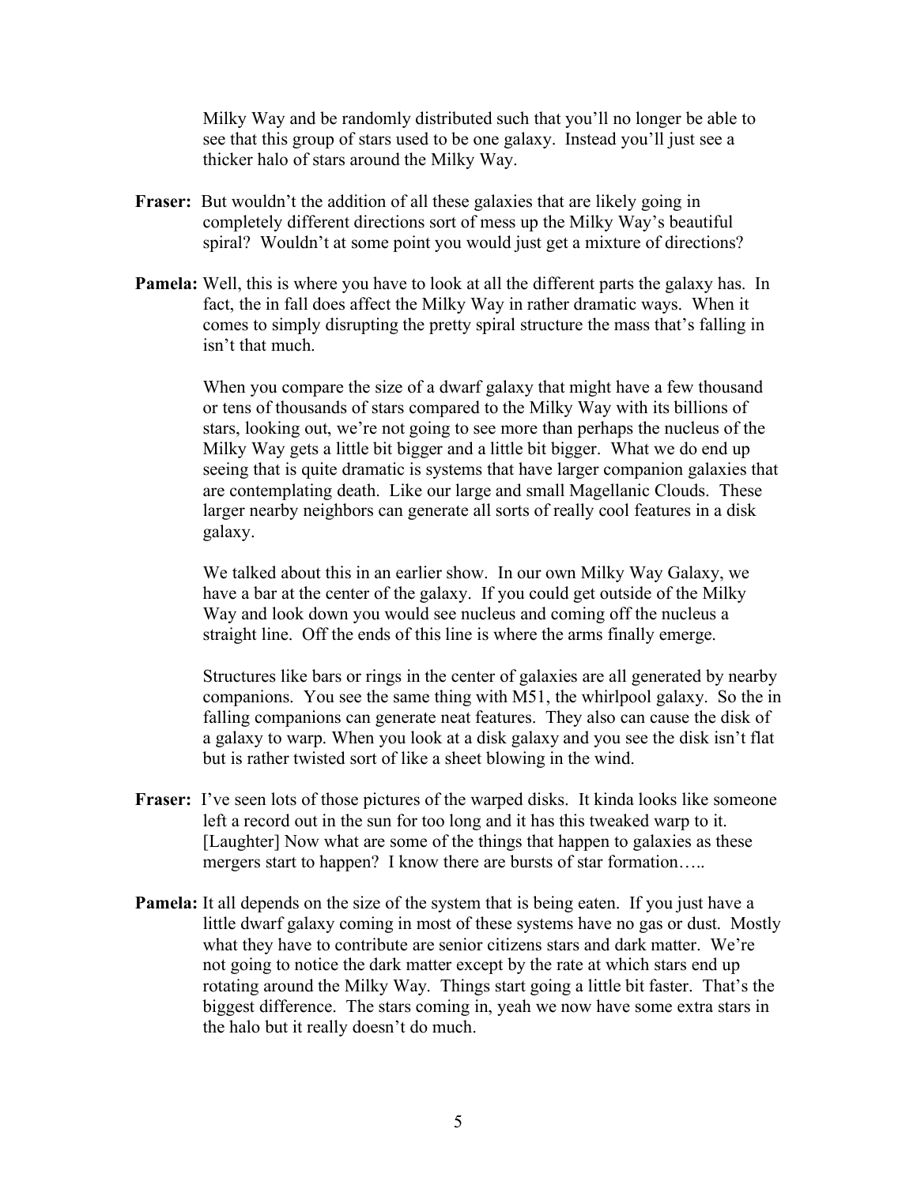Milky Way and be randomly distributed such that you'll no longer be able to see that this group of stars used to be one galaxy. Instead you'll just see a thicker halo of stars around the Milky Way.

**Fraser:** But wouldn't the addition of all these galaxies that are likely going in completely different directions sort of mess up the Milky Way's beautiful spiral? Wouldn't at some point you would just get a mixture of directions?

**Pamela:** Well, this is where you have to look at all the different parts the galaxy has. In fact, the in fall does affect the Milky Way in rather dramatic ways. When it comes to simply disrupting the pretty spiral structure the mass that's falling in isn't that much.

When you compare the size of a dwarf galaxy that might have a few thousand or tens of thousands of stars compared to the Milky Way with its billions of stars, looking out, we're not going to see more than perhaps the nucleus of the Milky Way gets a little bit bigger and a little bit bigger. What we do end up seeing that is quite dramatic is systems that have larger companion galaxies that are contemplating death. Like our large and small Magellanic Clouds. These larger nearby neighbors can generate all sorts of really cool features in a disk galaxy.

We talked about this in an earlier show. In our own Milky Way Galaxy, we have a bar at the center of the galaxy. If you could get outside of the Milky Way and look down you would see nucleus and coming off the nucleus a straight line. Off the ends of this line is where the arms finally emerge.

Structures like bars or rings in the center of galaxies are all generated by nearby companions. You see the same thing with M51, the whirlpool galaxy. So the in falling companions can generate neat features. They also can cause the disk of a galaxy to warp. When you look at a disk galaxy and you see the disk isn't flat but is rather twisted sort of like a sheet blowing in the wind.

**Fraser:** I've seen lots of those pictures of the warped disks. It kinda looks like someone left a record out in the sun for too long and it has this tweaked warp to it. [Laughter] Now what are some of the things that happen to galaxies as these mergers start to happen? I know there are bursts of star formation…..

**Pamela:** It all depends on the size of the system that is being eaten. If you just have a little dwarf galaxy coming in most of these systems have no gas or dust. Mostly what they have to contribute are senior citizens stars and dark matter. We're not going to notice the dark matter except by the rate at which stars end up rotating around the Milky Way. Things start going a little bit faster. That's the biggest difference. The stars coming in, yeah we now have some extra stars in the halo but it really doesn't do much.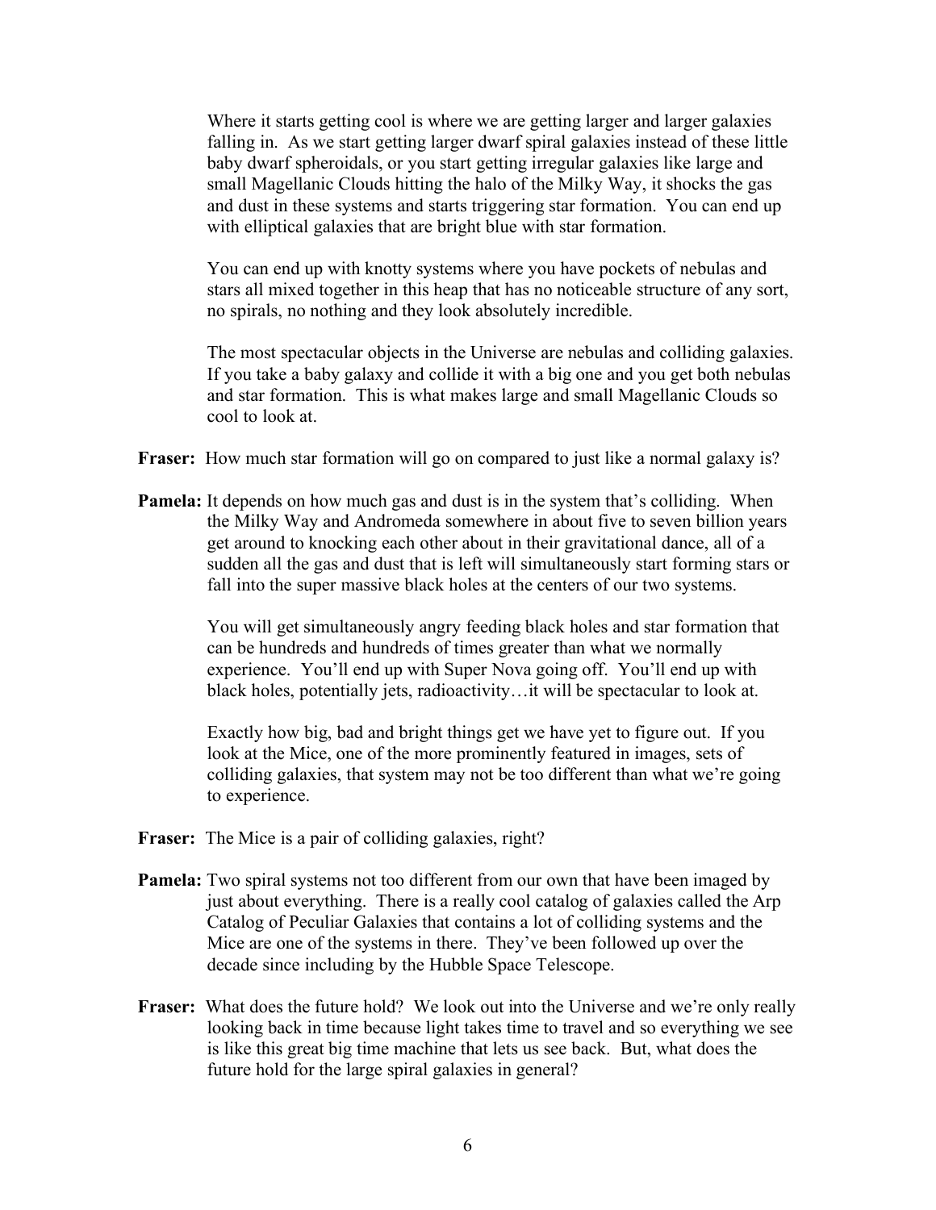Where it starts getting cool is where we are getting larger and larger galaxies falling in. As we start getting larger dwarf spiral galaxies instead of these little baby dwarf spheroidals, or you start getting irregular galaxies like large and small Magellanic Clouds hitting the halo of the Milky Way, it shocks the gas and dust in these systems and starts triggering star formation. You can end up with elliptical galaxies that are bright blue with star formation.

You can end up with knotty systems where you have pockets of nebulas and stars all mixed together in this heap that has no noticeable structure of any sort, no spirals, no nothing and they look absolutely incredible.

The most spectacular objects in the Universe are nebulas and colliding galaxies. If you take a baby galaxy and collide it with a big one and you get both nebulas and star formation. This is what makes large and small Magellanic Clouds so cool to look at.

**Fraser:** How much star formation will go on compared to just like a normal galaxy is?

**Pamela:** It depends on how much gas and dust is in the system that's colliding. When the Milky Way and Andromeda somewhere in about five to seven billion years get around to knocking each other about in their gravitational dance, all of a sudden all the gas and dust that is left will simultaneously start forming stars or fall into the super massive black holes at the centers of our two systems.

You will get simultaneously angry feeding black holes and star formation that can be hundreds and hundreds of times greater than what we normally experience. You'll end up with Super Nova going off. You'll end up with black holes, potentially jets, radioactivity…it will be spectacular to look at.

Exactly how big, bad and bright things get we have yet to figure out. If you look at the Mice, one of the more prominently featured in images, sets of colliding galaxies, that system may not be too different than what we're going to experience.

**Fraser:** The Mice is a pair of colliding galaxies, right?

**Pamela:** Two spiral systems not too different from our own that have been imaged by just about everything. There is a really cool catalog of galaxies called the Arp Catalog of Peculiar Galaxies that contains a lot of colliding systems and the Mice are one of the systems in there. They've been followed up over the decade since including by the Hubble Space Telescope.

**Fraser:** What does the future hold? We look out into the Universe and we're only really looking back in time because light takes time to travel and so everything we see is like this great big time machine that lets us see back. But, what does the future hold for the large spiral galaxies in general?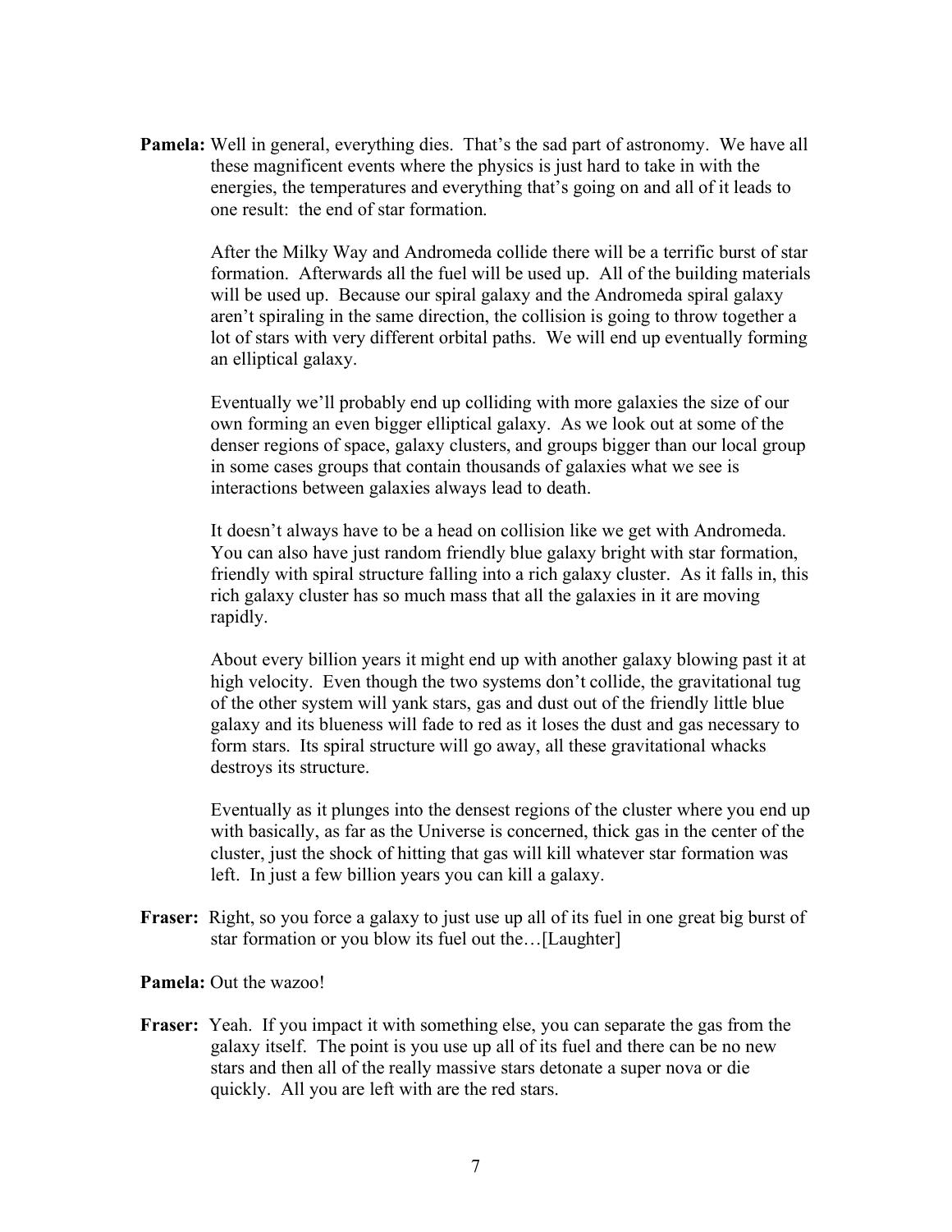**Pamela:** Well in general, everything dies. That's the sad part of astronomy. We have all these magnificent events where the physics is just hard to take in with the energies, the temperatures and everything that's going on and all of it leads to one result: the end of star formation.

After the Milky Way and Andromeda collide there will be a terrific burst of star formation. Afterwards all the fuel will be used up. All of the building materials will be used up. Because our spiral galaxy and the Andromeda spiral galaxy aren't spiraling in the same direction, the collision is going to throw together a lot of stars with very different orbital paths. We will end up eventually forming an elliptical galaxy.

Eventually we'll probably end up colliding with more galaxies the size of our own forming an even bigger elliptical galaxy. As we look out at some of the denser regions of space, galaxy clusters, and groups bigger than our local group in some cases groups that contain thousands of galaxies what we see is interactions between galaxies always lead to death.

It doesn't always have to be a head on collision like we get with Andromeda. You can also have just random friendly blue galaxy bright with star formation, friendly with spiral structure falling into a rich galaxy cluster. As it falls in, this rich galaxy cluster has so much mass that all the galaxies in it are moving rapidly.

About every billion years it might end up with another galaxy blowing past it at high velocity. Even though the two systems don't collide, the gravitational tug of the other system will yank stars, gas and dust out of the friendly little blue galaxy and its blueness will fade to red as it loses the dust and gas necessary to form stars. Its spiral structure will go away, all these gravitational whacks destroys its structure.

Eventually as it plunges into the densest regions of the cluster where you end up with basically, as far as the Universe is concerned, thick gas in the center of the cluster, just the shock of hitting that gas will kill whatever star formation was left. In just a few billion years you can kill a galaxy.

**Fraser:** Right, so you force a galaxy to just use up all of its fuel in one great big burst of star formation or you blow its fuel out the…[Laughter]

**Pamela:** Out the wazoo!

**Fraser:** Yeah. If you impact it with something else, you can separate the gas from the galaxy itself. The point is you use up all of its fuel and there can be no new stars and then all of the really massive stars detonate a super nova or die quickly. All you are left with are the red stars.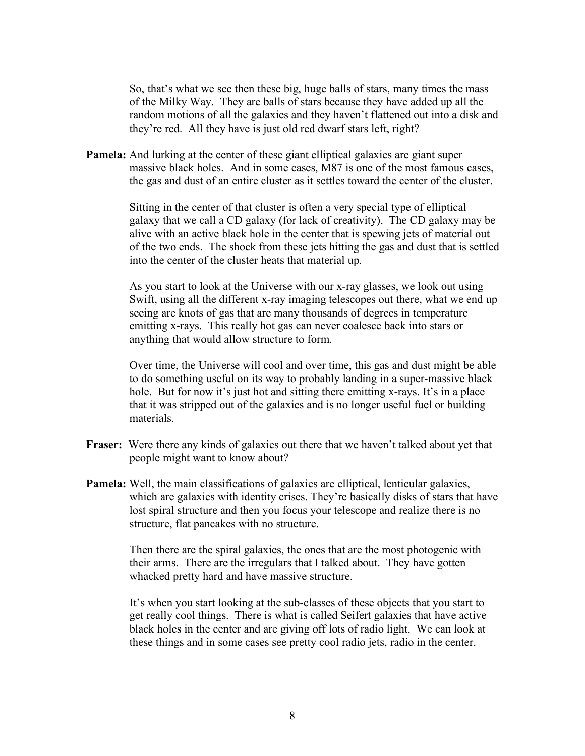So, that's what we see then these big, huge balls of stars, many times the mass of the Milky Way. They are balls of stars because they have added up all the random motions of all the galaxies and they haven't flattened out into a disk and they're red. All they have is just old red dwarf stars left, right?

**Pamela:** And lurking at the center of these giant elliptical galaxies are giant super massive black holes. And in some cases, M87 is one of the most famous cases, the gas and dust of an entire cluster as it settles toward the center of the cluster.

Sitting in the center of that cluster is often a very special type of elliptical galaxy that we call a CD galaxy (for lack of creativity). The CD galaxy may be alive with an active black hole in the center that is spewing jets of material out of the two ends. The shock from these jets hitting the gas and dust that is settled into the center of the cluster heats that material up.

As you start to look at the Universe with our x-ray glasses, we look out using Swift, using all the different x-ray imaging telescopes out there, what we end up seeing are knots of gas that are many thousands of degrees in temperature emitting x-rays. This really hot gas can never coalesce back into stars or anything that would allow structure to form.

Over time, the Universe will cool and over time, this gas and dust might be able to do something useful on its way to probably landing in a super-massive black hole. But for now it's just hot and sitting there emitting x-rays. It's in a place that it was stripped out of the galaxies and is no longer useful fuel or building materials.

**Fraser:** Were there any kinds of galaxies out there that we haven't talked about yet that people might want to know about?

**Pamela:** Well, the main classifications of galaxies are elliptical, lenticular galaxies, which are galaxies with identity crises. They're basically disks of stars that have lost spiral structure and then you focus your telescope and realize there is no structure, flat pancakes with no structure.

Then there are the spiral galaxies, the ones that are the most photogenic with their arms. There are the irregulars that I talked about. They have gotten whacked pretty hard and have massive structure.

It's when you start looking at the sub-classes of these objects that you start to get really cool things. There is what is called Seifert galaxies that have active black holes in the center and are giving off lots of radio light. We can look at these things and in some cases see pretty cool radio jets, radio in the center.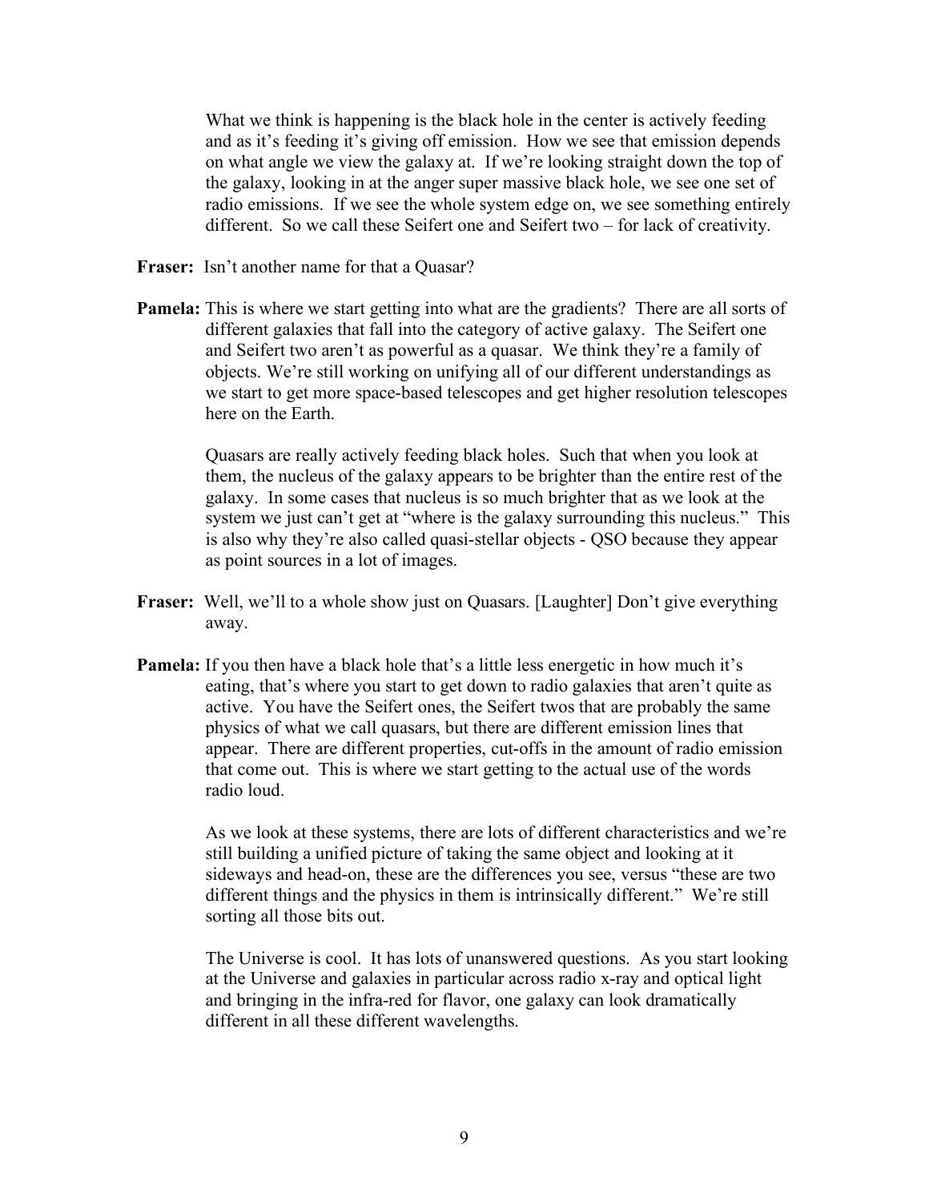What we think is happening is the black hole in the center is actively feeding and as it's feeding it's giving off emission. How we see that emission depends on what angle we view the galaxy at. If we're looking straight down the top of the galaxy, looking in at the anger super massive black hole, we see one set of radio emissions. If we see the whole system edge on, we see something entirely different. So we call these Seifert one and Seifert two – for lack of creativity.

**Fraser:** Isn't another name for that a Quasar?

**Pamela:** This is where we start getting into what are the gradients? There are all sorts of different galaxies that fall into the category of active galaxy. The Seifert one and Seifert two aren't as powerful as a quasar. We think they're a family of objects. We're still working on unifying all of our different understandings as we start to get more space-based telescopes and get higher resolution telescopes here on the Earth.

Quasars are really actively feeding black holes. Such that when you look at them, the nucleus of the galaxy appears to be brighter than the entire rest of the galaxy. In some cases that nucleus is so much brighter that as we look at the system we just can't get at "where is the galaxy surrounding this nucleus." This is also why they're also called quasi-stellar objects - QSO because they appear as point sources in a lot of images.

**Fraser:** Well, we'll to a whole show just on Quasars. [Laughter] Don't give everything away.

**Pamela:** If you then have a black hole that's a little less energetic in how much it's eating, that's where you start to get down to radio galaxies that aren't quite as active. You have the Seifert ones, the Seifert twos that are probably the same physics of what we call quasars, but there are different emission lines that appear. There are different properties, cut-offs in the amount of radio emission that come out. This is where we start getting to the actual use of the words radio loud.

As we look at these systems, there are lots of different characteristics and we're still building a unified picture of taking the same object and looking at it sideways and head-on, these are the differences you see, versus "these are two different things and the physics in them is intrinsically different." We're still sorting all those bits out.

The Universe is cool. It has lots of unanswered questions. As you start looking at the Universe and galaxies in particular across radio x-ray and optical light and bringing in the infra-red for flavor, one galaxy can look dramatically different in all these different wavelengths.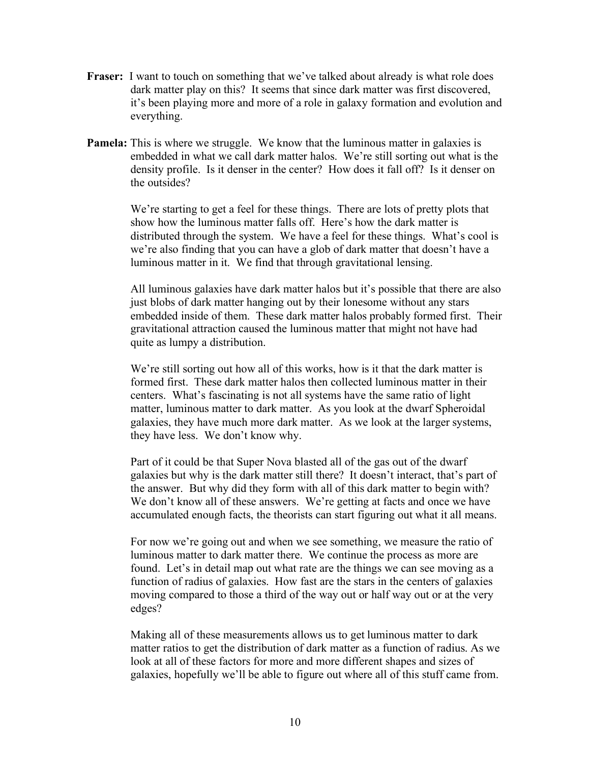**Fraser:** I want to touch on something that we've talked about already is what role does dark matter play on this? It seems that since dark matter was first discovered, it's been playing more and more of a role in galaxy formation and evolution and everything.

**Pamela:** This is where we struggle. We know that the luminous matter in galaxies is embedded in what we call dark matter halos. We're still sorting out what is the density profile. Is it denser in the center? How does it fall off? Is it denser on the outsides?

We're starting to get a feel for these things. There are lots of pretty plots that show how the luminous matter falls off. Here's how the dark matter is distributed through the system. We have a feel for these things. What's cool is we're also finding that you can have a glob of dark matter that doesn't have a luminous matter in it. We find that through gravitational lensing.

All luminous galaxies have dark matter halos but it's possible that there are also just blobs of dark matter hanging out by their lonesome without any stars embedded inside of them. These dark matter halos probably formed first. Their gravitational attraction caused the luminous matter that might not have had quite as lumpy a distribution.

We're still sorting out how all of this works, how is it that the dark matter is formed first. These dark matter halos then collected luminous matter in their centers. What's fascinating is not all systems have the same ratio of light matter, luminous matter to dark matter. As you look at the dwarf Spheroidal galaxies, they have much more dark matter. As we look at the larger systems, they have less. We don't know why.

Part of it could be that Super Nova blasted all of the gas out of the dwarf galaxies but why is the dark matter still there? It doesn't interact, that's part of the answer. But why did they form with all of this dark matter to begin with? We don't know all of these answers. We're getting at facts and once we have accumulated enough facts, the theorists can start figuring out what it all means.

For now we're going out and when we see something, we measure the ratio of luminous matter to dark matter there. We continue the process as more are found. Let's in detail map out what rate are the things we can see moving as a function of radius of galaxies. How fast are the stars in the centers of galaxies moving compared to those a third of the way out or half way out or at the very edges?

Making all of these measurements allows us to get luminous matter to dark matter ratios to get the distribution of dark matter as a function of radius. As we look at all of these factors for more and more different shapes and sizes of galaxies, hopefully we'll be able to figure out where all of this stuff came from.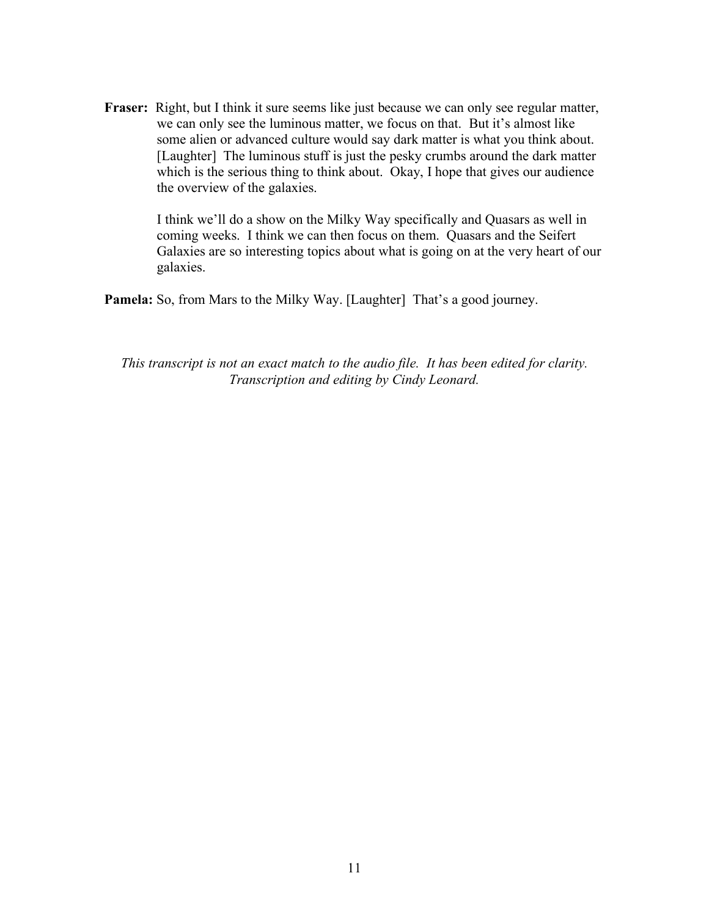**Fraser:** Right, but I think it sure seems like just because we can only see regular matter, we can only see the luminous matter, we focus on that. But it's almost like some alien or advanced culture would say dark matter is what you think about. [Laughter] The luminous stuff is just the pesky crumbs around the dark matter which is the serious thing to think about. Okay, I hope that gives our audience the overview of the galaxies.

I think we'll do a show on the Milky Way specifically and Quasars as well in coming weeks. I think we can then focus on them. Quasars and the Seifert Galaxies are so interesting topics about what is going on at the very heart of our galaxies.

**Pamela:** So, from Mars to the Milky Way. [Laughter] That's a good journey.

*This transcript is not an exact match to the audio file. It has been edited for clarity. Transcription and editing by Cindy Leonard.*